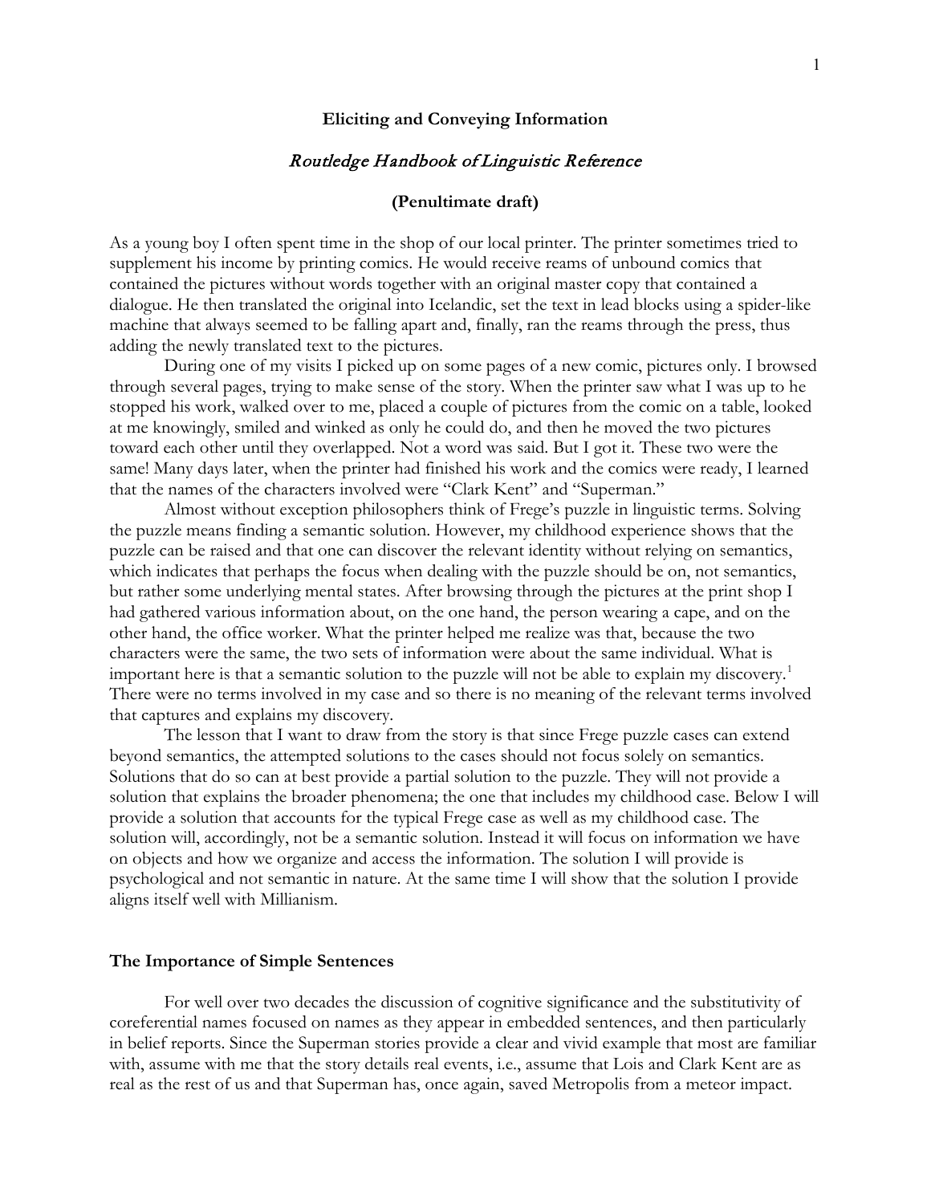# Eliciting and Conveying Information

*Routledge Handbook of Linguistic Reference*

**(Penultimate draft)**

As a young boy I often spent time in the shop of our local printer. The printer sometimes tried to supplement his income by printing comics. He would receive reams of unbound comics that contained the pictures without words together with an original master copy that contained a dialogue. He then translated the original into Icelandic, set the text in lead blocks using a spider-like machine that always seemed to be falling apart and, finally, ran the reams through the press, thus adding the newly translated text to the pictures.

During one of my visits I picked up on some pages of a new comic, pictures only. I browsed through several pages, trying to make sense of the story. When the printer saw what I was up to he stopped his work, walked over to me, placed a couple of pictures from the comic on a table, looked at me knowingly, smiled and winked as only he could do, and then he moved the two pictures toward each other until they overlapped. Not a word was said. But I got it. These two were the same! Many days later, when the printer had finished his work and the comics were ready, I learned that the names of the characters involved were "Clark Kent" and "Superman."

Almost without exception philosophers think of Frege's puzzle in linguistic terms. Solving the puzzle means finding a semantic solution. However, my childhood experience shows that the puzzle can be raised and that one can discover the relevant identity without relying on semantics, which indicates that perhaps the focus when dealing with the puzzle should be on, not semantics, but rather some underlying mental states. After browsing through the pictures at the print shop I had gathered various information about, on the one hand, the person wearing a cape, and on the other hand, the office worker. What the printer helped me realize was that, because the two characters were the same, the two sets of information were about the same individual. What is important here is that a semantic solution to the puzzle will not be able to explain my discovery.[1] There were no terms involved in my case and so there is no meaning of the relevant terms involved that captures and explains my discovery.

The lesson that I want to draw from the story is that since Frege puzzle cases can extend beyond semantics, the attempted solutions to the cases should not focus solely on semantics. Solutions that do so can at best provide a partial solution to the puzzle. They will not provide a solution that explains the broader phenomena; the one that includes my childhood case. Below I will provide a solution that accounts for the typical Frege case as well as my childhood case. The solution will, accordingly, not be a semantic solution. Instead it will focus on information we have on objects and how we organize and access the information. The solution I will provide is psychological and not semantic in nature. At the same time I will show that the solution I provide aligns itself well with Millianism.

## The Importance of Simple Sentences

For well over two decades the discussion of cognitive significance and the substitutivity of coreferential names focused on names as they appear in embedded sentences, and then particularly in belief reports. Since the Superman stories provide a clear and vivid example that most are familiar with, assume with me that the story details real events, i.e., assume that Lois and Clark Kent are as real as the rest of us and that Superman has, once again, saved Metropolis from a meteor impact.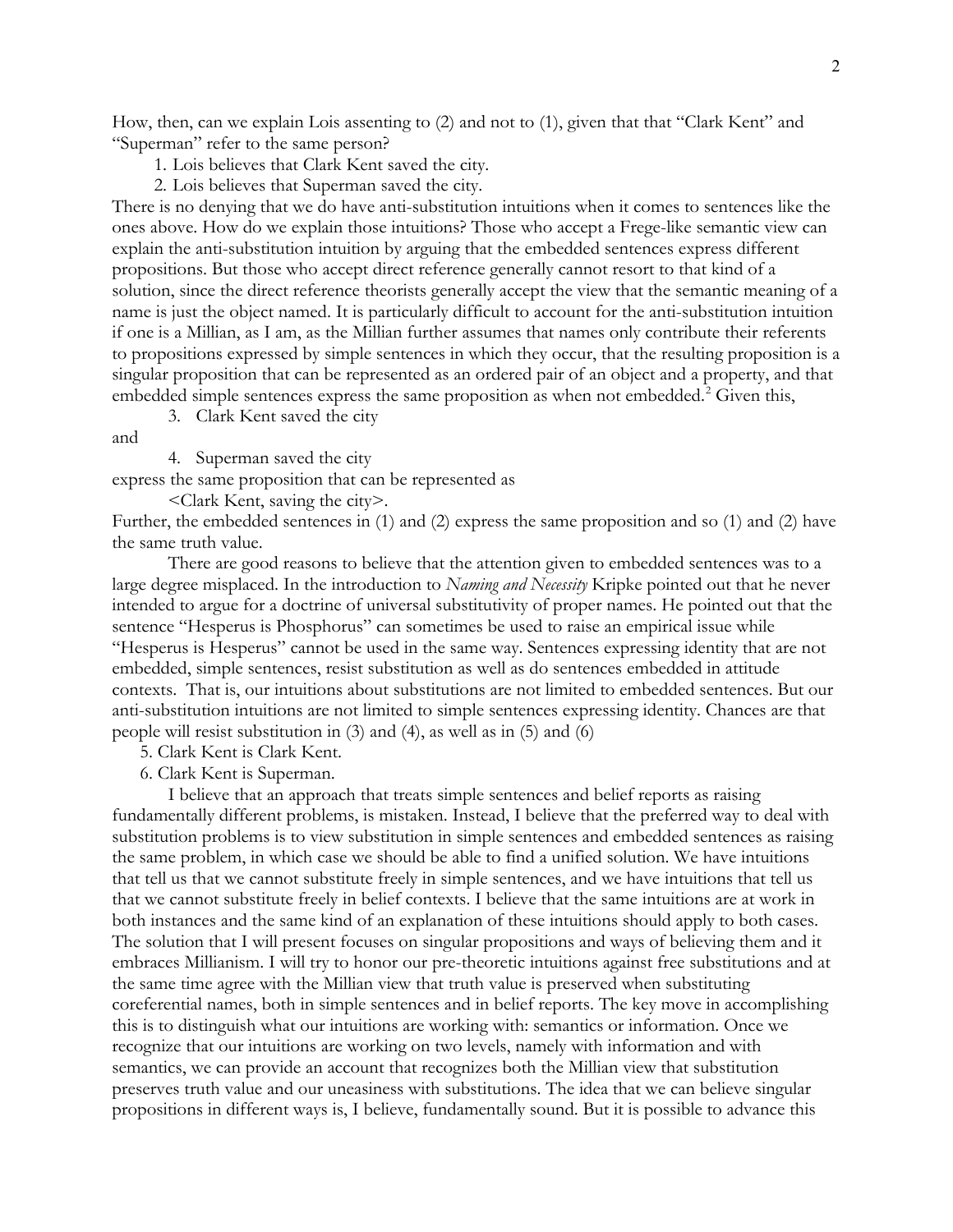How, then, can we explain Lois assenting to (2) and not to (1), given that that "Clark Kent" and "Superman" refer to the same person?

1. Lois believes that Clark Kent saved the city.
2. Lois believes that Superman saved the city.

There is no denying that we do have anti-substitution intuitions when it comes to sentences like the ones above. How do we explain those intuitions? Those who accept a Frege-like semantic view can explain the anti-substitution intuition by arguing that the embedded sentences express different propositions. But those who accept direct reference generally cannot resort to that kind of a solution, since the direct reference theorists generally accept the view that the semantic meaning of a name is just the object named. It is particularly difficult to account for the anti-substitution intuition if one is a Millian, as I am, as the Millian further assumes that names only contribute their referents to propositions expressed by simple sentences in which they occur, that the resulting proposition is a singular proposition that can be represented as an ordered pair of an object and a property, and that embedded simple sentences express the same proposition as when not embedded.[2] Given this,

3. Clark Kent saved the city

and

4. Superman saved the city

express the same proposition that can be represented as

<Clark Kent, saving the city>.

Further, the embedded sentences in (1) and (2) express the same proposition and so (1) and (2) have the same truth value.

There are good reasons to believe that the attention given to embedded sentences was to a large degree misplaced. In the introduction to *Naming and Necessity* Kripke pointed out that he never intended to argue for a doctrine of universal substitutivity of proper names. He pointed out that the sentence "Hesperus is Phosphorus" can sometimes be used to raise an empirical issue while "Hesperus is Hesperus" cannot be used in the same way. Sentences expressing identity that are not embedded, simple sentences, resist substitution as well as do sentences embedded in attitude contexts. That is, our intuitions about substitutions are not limited to embedded sentences. But our anti-substitution intuitions are not limited to simple sentences expressing identity. Chances are that people will resist substitution in (3) and (4), as well as in (5) and (6)

5. Clark Kent is Clark Kent.
6. Clark Kent is Superman.

I believe that an approach that treats simple sentences and belief reports as raising fundamentally different problems, is mistaken. Instead, I believe that the preferred way to deal with substitution problems is to view substitution in simple sentences and embedded sentences as raising the same problem, in which case we should be able to find a unified solution. We have intuitions that tell us that we cannot substitute freely in simple sentences, and we have intuitions that tell us that we cannot substitute freely in belief contexts. I believe that the same intuitions are at work in both instances and the same kind of an explanation of these intuitions should apply to both cases. The solution that I will present focuses on singular propositions and ways of believing them and it embraces Millianism. I will try to honor our pre-theoretic intuitions against free substitutions and at the same time agree with the Millian view that truth value is preserved when substituting coreferential names, both in simple sentences and in belief reports. The key move in accomplishing this is to distinguish what our intuitions are working with: semantics or information. Once we recognize that our intuitions are working on two levels, namely with information and with semantics, we can provide an account that recognizes both the Millian view that substitution preserves truth value and our uneasiness with substitutions. The idea that we can believe singular propositions in different ways is, I believe, fundamentally sound. But it is possible to advance this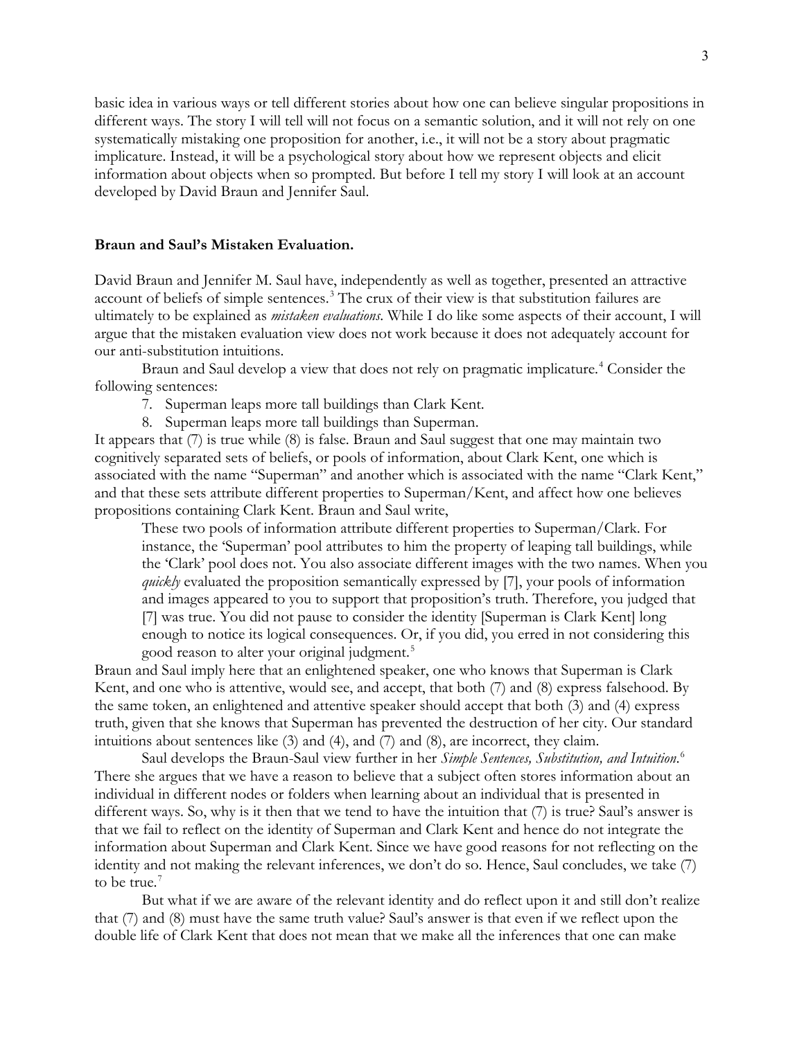basic idea in various ways or tell different stories about how one can believe singular propositions in different ways. The story I will tell will not focus on a semantic solution, and it will not rely on one systematically mistaking one proposition for another, i.e., it will not be a story about pragmatic implicature. Instead, it will be a psychological story about how we represent objects and elicit information about objects when so prompted. But before I tell my story I will look at an account developed by David Braun and Jennifer Saul.

## Braun and Saul's Mistaken Evaluation.

David Braun and Jennifer M. Saul have, independently as well as together, presented an attractive account of beliefs of simple sentences.[3] The crux of their view is that substitution failures are ultimately to be explained as *mistaken evaluations*. While I do like some aspects of their account, I will argue that the mistaken evaluation view does not work because it does not adequately account for our anti-substitution intuitions.

Braun and Saul develop a view that does not rely on pragmatic implicature.[4] Consider the following sentences:

7. Superman leaps more tall buildings than Clark Kent.
8. Superman leaps more tall buildings than Superman.

It appears that (7) is true while (8) is false. Braun and Saul suggest that one may maintain two cognitively separated sets of beliefs, or pools of information, about Clark Kent, one which is associated with the name "Superman" and another which is associated with the name "Clark Kent," and that these sets attribute different properties to Superman/Kent, and affect how one believes propositions containing Clark Kent. Braun and Saul write,

> These two pools of information attribute different properties to Superman/Clark. For instance, the 'Superman' pool attributes to him the property of leaping tall buildings, while the 'Clark' pool does not. You also associate different images with the two names. When you *quickly* evaluated the proposition semantically expressed by [7], your pools of information and images appeared to you to support that proposition's truth. Therefore, you judged that [7] was true. You did not pause to consider the identity [Superman is Clark Kent] long enough to notice its logical consequences. Or, if you did, you erred in not considering this good reason to alter your original judgment.[5]

Braun and Saul imply here that an enlightened speaker, one who knows that Superman is Clark Kent, and one who is attentive, would see, and accept, that both (7) and (8) express falsehood. By the same token, an enlightened and attentive speaker should accept that both (3) and (4) express truth, given that she knows that Superman has prevented the destruction of her city. Our standard intuitions about sentences like (3) and (4), and (7) and (8), are incorrect, they claim.

Saul develops the Braun-Saul view further in her *Simple Sentences, Substitution, and Intuition*.[6] There she argues that we have a reason to believe that a subject often stores information about an individual in different nodes or folders when learning about an individual that is presented in different ways. So, why is it then that we tend to have the intuition that (7) is true? Saul's answer is that we fail to reflect on the identity of Superman and Clark Kent and hence do not integrate the information about Superman and Clark Kent. Since we have good reasons for not reflecting on the identity and not making the relevant inferences, we don't do so. Hence, Saul concludes, we take (7) to be true.[7]

But what if we are aware of the relevant identity and do reflect upon it and still don't realize that (7) and (8) must have the same truth value? Saul's answer is that even if we reflect upon the double life of Clark Kent that does not mean that we make all the inferences that one can make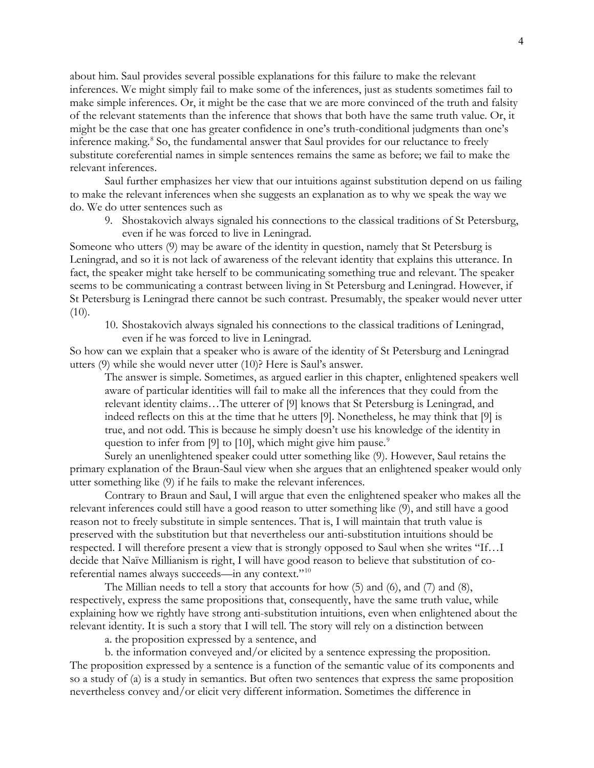about him. Saul provides several possible explanations for this failure to make the relevant inferences. We might simply fail to make some of the inferences, just as students sometimes fail to make simple inferences. Or, it might be the case that we are more convinced of the truth and falsity of the relevant statements than the inference that shows that both have the same truth value. Or, it might be the case that one has greater confidence in one's truth-conditional judgments than one's inference making.[8] So, the fundamental answer that Saul provides for our reluctance to freely substitute coreferential names in simple sentences remains the same as before; we fail to make the relevant inferences.

Saul further emphasizes her view that our intuitions against substitution depend on us failing to make the relevant inferences when she suggests an explanation as to why we speak the way we do. We do utter sentences such as

9. Shostakovich always signaled his connections to the classical traditions of St Petersburg, even if he was forced to live in Leningrad.

Someone who utters (9) may be aware of the identity in question, namely that St Petersburg is Leningrad, and so it is not lack of awareness of the relevant identity that explains this utterance. In fact, the speaker might take herself to be communicating something true and relevant. The speaker seems to be communicating a contrast between living in St Petersburg and Leningrad. However, if St Petersburg is Leningrad there cannot be such contrast. Presumably, the speaker would never utter (10).

10. Shostakovich always signaled his connections to the classical traditions of Leningrad, even if he was forced to live in Leningrad.

So how can we explain that a speaker who is aware of the identity of St Petersburg and Leningrad utters (9) while she would never utter (10)? Here is Saul's answer.

> The answer is simple. Sometimes, as argued earlier in this chapter, enlightened speakers well aware of particular identities will fail to make all the inferences that they could from the relevant identity claims…The utterer of [9] knows that St Petersburg is Leningrad, and indeed reflects on this at the time that he utters [9]. Nonetheless, he may think that [9] is true, and not odd. This is because he simply doesn't use his knowledge of the identity in question to infer from [9] to [10], which might give him pause.[9]

Surely an unenlightened speaker could utter something like (9). However, Saul retains the primary explanation of the Braun-Saul view when she argues that an enlightened speaker would only utter something like (9) if he fails to make the relevant inferences.

Contrary to Braun and Saul, I will argue that even the enlightened speaker who makes all the relevant inferences could still have a good reason to utter something like (9), and still have a good reason not to freely substitute in simple sentences. That is, I will maintain that truth value is preserved with the substitution but that nevertheless our anti-substitution intuitions should be respected. I will therefore present a view that is strongly opposed to Saul when she writes "If…I decide that Naïve Millianism is right, I will have good reason to believe that substitution of co-referential names always succeeds—in any context."[10]

The Millian needs to tell a story that accounts for how (5) and (6), and (7) and (8), respectively, express the same propositions that, consequently, have the same truth value, while explaining how we rightly have strong anti-substitution intuitions, even when enlightened about the relevant identity. It is such a story that I will tell. The story will rely on a distinction between

a. the proposition expressed by a sentence, and

b. the information conveyed and/or elicited by a sentence expressing the proposition.

The proposition expressed by a sentence is a function of the semantic value of its components and so a study of (a) is a study in semantics. But often two sentences that express the same proposition nevertheless convey and/or elicit very different information. Sometimes the difference in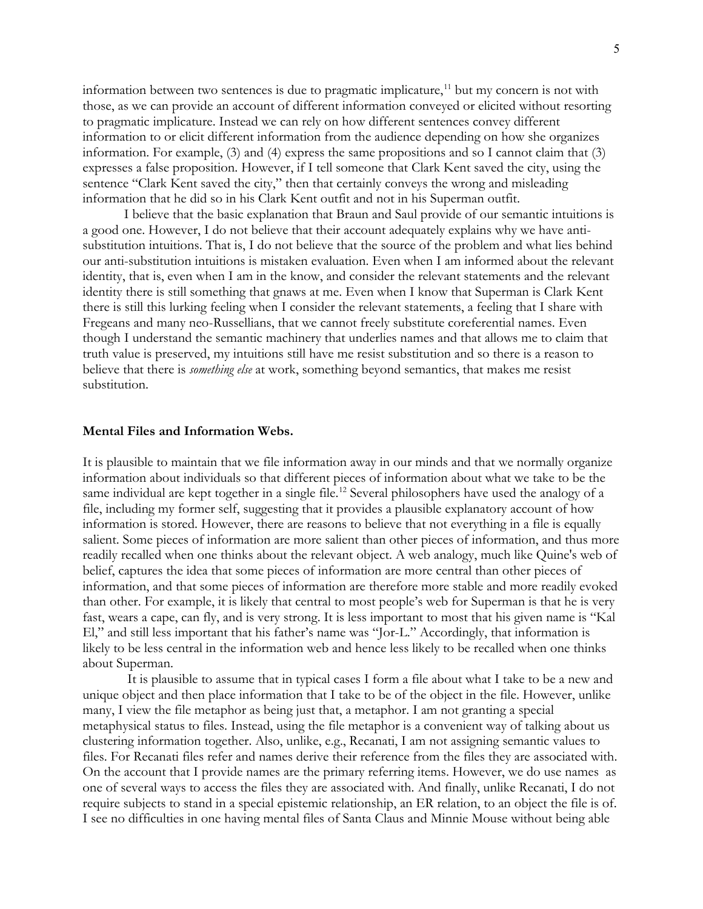information between two sentences is due to pragmatic implicature,[11] but my concern is not with those, as we can provide an account of different information conveyed or elicited without resorting to pragmatic implicature. Instead we can rely on how different sentences convey different information to or elicit different information from the audience depending on how she organizes information. For example, (3) and (4) express the same propositions and so I cannot claim that (3) expresses a false proposition. However, if I tell someone that Clark Kent saved the city, using the sentence "Clark Kent saved the city," then that certainly conveys the wrong and misleading information that he did so in his Clark Kent outfit and not in his Superman outfit.

I believe that the basic explanation that Braun and Saul provide of our semantic intuitions is a good one. However, I do not believe that their account adequately explains why we have anti-substitution intuitions. That is, I do not believe that the source of the problem and what lies behind our anti-substitution intuitions is mistaken evaluation. Even when I am informed about the relevant identity, that is, even when I am in the know, and consider the relevant statements and the relevant identity there is still something that gnaws at me. Even when I know that Superman is Clark Kent there is still this lurking feeling when I consider the relevant statements, a feeling that I share with Fregeans and many neo-Russellians, that we cannot freely substitute coreferential names. Even though I understand the semantic machinery that underlies names and that allows me to claim that truth value is preserved, my intuitions still have me resist substitution and so there is a reason to believe that there is *something else* at work, something beyond semantics, that makes me resist substitution.

### Mental Files and Information Webs.

It is plausible to maintain that we file information away in our minds and that we normally organize information about individuals so that different pieces of information about what we take to be the same individual are kept together in a single file.[12] Several philosophers have used the analogy of a file, including my former self, suggesting that it provides a plausible explanatory account of how information is stored. However, there are reasons to believe that not everything in a file is equally salient. Some pieces of information are more salient than other pieces of information, and thus more readily recalled when one thinks about the relevant object. A web analogy, much like Quine's web of belief, captures the idea that some pieces of information are more central than other pieces of information, and that some pieces of information are therefore more stable and more readily evoked than other. For example, it is likely that central to most people's web for Superman is that he is very fast, wears a cape, can fly, and is very strong. It is less important to most that his given name is "Kal El," and still less important that his father's name was "Jor-L." Accordingly, that information is likely to be less central in the information web and hence less likely to be recalled when one thinks about Superman.

It is plausible to assume that in typical cases I form a file about what I take to be a new and unique object and then place information that I take to be of the object in the file. However, unlike many, I view the file metaphor as being just that, a metaphor. I am not granting a special metaphysical status to files. Instead, using the file metaphor is a convenient way of talking about us clustering information together. Also, unlike, e.g., Recanati, I am not assigning semantic values to files. For Recanati files refer and names derive their reference from the files they are associated with. On the account that I provide names are the primary referring items. However, we do use names as one of several ways to access the files they are associated with. And finally, unlike Recanati, I do not require subjects to stand in a special epistemic relationship, an ER relation, to an object the file is of. I see no difficulties in one having mental files of Santa Claus and Minnie Mouse without being able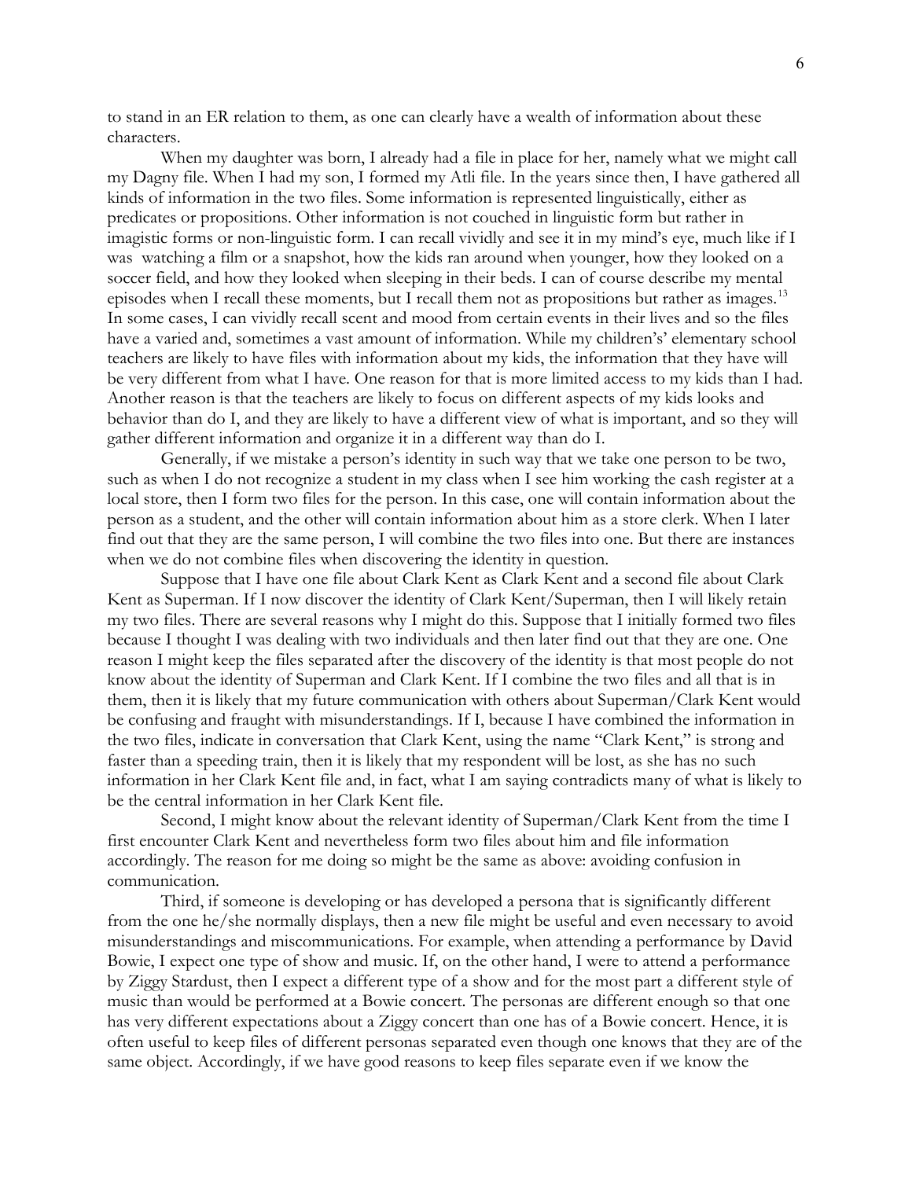to stand in an ER relation to them, as one can clearly have a wealth of information about these characters.

When my daughter was born, I already had a file in place for her, namely what we might call my Dagny file. When I had my son, I formed my Atli file. In the years since then, I have gathered all kinds of information in the two files. Some information is represented linguistically, either as predicates or propositions. Other information is not couched in linguistic form but rather in imagistic forms or non-linguistic form. I can recall vividly and see it in my mind's eye, much like if I was watching a film or a snapshot, how the kids ran around when younger, how they looked on a soccer field, and how they looked when sleeping in their beds. I can of course describe my mental episodes when I recall these moments, but I recall them not as propositions but rather as images.[13] In some cases, I can vividly recall scent and mood from certain events in their lives and so the files have a varied and, sometimes a vast amount of information. While my children's' elementary school teachers are likely to have files with information about my kids, the information that they have will be very different from what I have. One reason for that is more limited access to my kids than I had. Another reason is that the teachers are likely to focus on different aspects of my kids looks and behavior than do I, and they are likely to have a different view of what is important, and so they will gather different information and organize it in a different way than do I.

Generally, if we mistake a person's identity in such way that we take one person to be two, such as when I do not recognize a student in my class when I see him working the cash register at a local store, then I form two files for the person. In this case, one will contain information about the person as a student, and the other will contain information about him as a store clerk. When I later find out that they are the same person, I will combine the two files into one. But there are instances when we do not combine files when discovering the identity in question.

Suppose that I have one file about Clark Kent as Clark Kent and a second file about Clark Kent as Superman. If I now discover the identity of Clark Kent/Superman, then I will likely retain my two files. There are several reasons why I might do this. Suppose that I initially formed two files because I thought I was dealing with two individuals and then later find out that they are one. One reason I might keep the files separated after the discovery of the identity is that most people do not know about the identity of Superman and Clark Kent. If I combine the two files and all that is in them, then it is likely that my future communication with others about Superman/Clark Kent would be confusing and fraught with misunderstandings. If I, because I have combined the information in the two files, indicate in conversation that Clark Kent, using the name "Clark Kent," is strong and faster than a speeding train, then it is likely that my respondent will be lost, as she has no such information in her Clark Kent file and, in fact, what I am saying contradicts many of what is likely to be the central information in her Clark Kent file.

Second, I might know about the relevant identity of Superman/Clark Kent from the time I first encounter Clark Kent and nevertheless form two files about him and file information accordingly. The reason for me doing so might be the same as above: avoiding confusion in communication.

Third, if someone is developing or has developed a persona that is significantly different from the one he/she normally displays, then a new file might be useful and even necessary to avoid misunderstandings and miscommunications. For example, when attending a performance by David Bowie, I expect one type of show and music. If, on the other hand, I were to attend a performance by Ziggy Stardust, then I expect a different type of a show and for the most part a different style of music than would be performed at a Bowie concert. The personas are different enough so that one has very different expectations about a Ziggy concert than one has of a Bowie concert. Hence, it is often useful to keep files of different personas separated even though one knows that they are of the same object. Accordingly, if we have good reasons to keep files separate even if we know the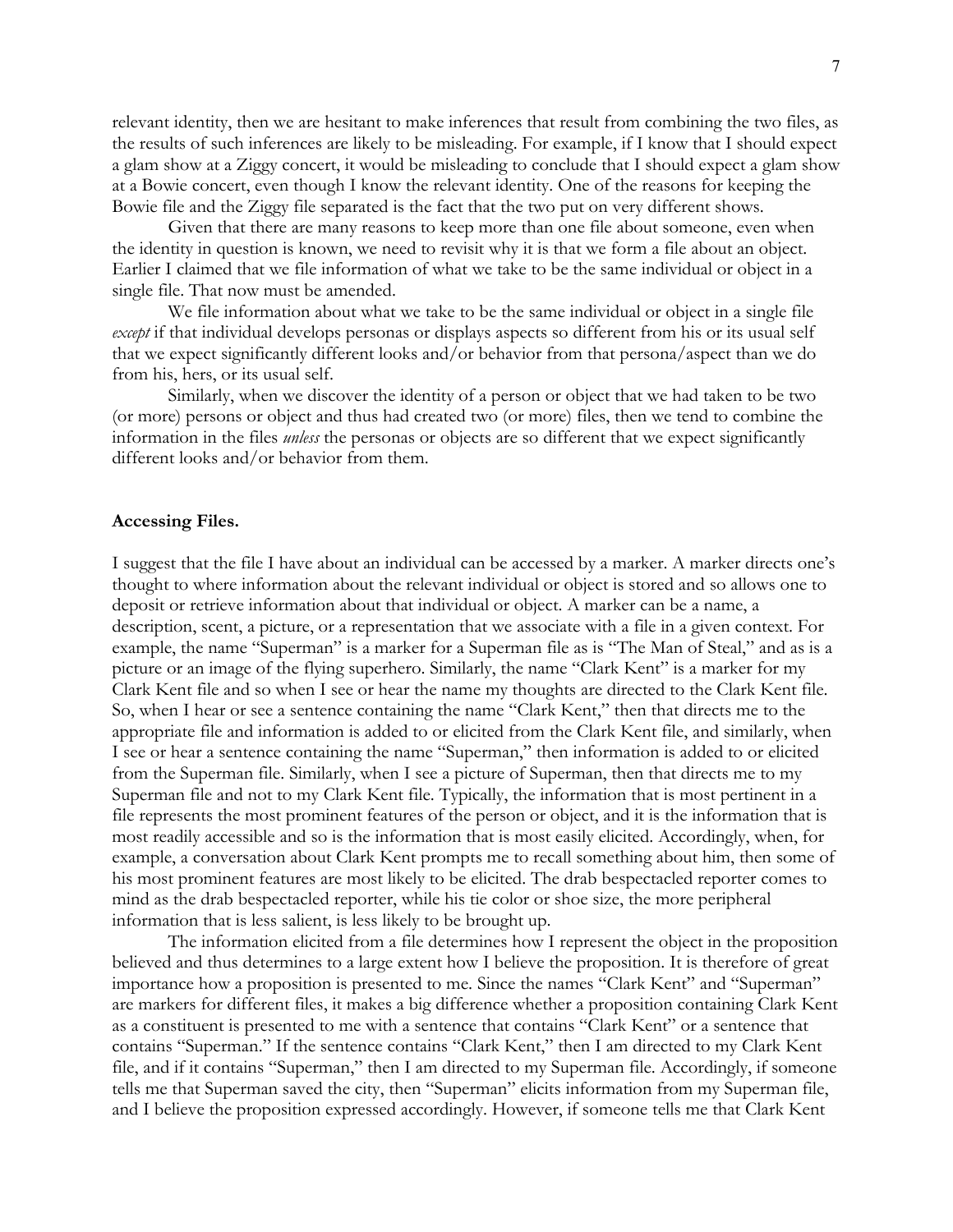relevant identity, then we are hesitant to make inferences that result from combining the two files, as the results of such inferences are likely to be misleading. For example, if I know that I should expect a glam show at a Ziggy concert, it would be misleading to conclude that I should expect a glam show at a Bowie concert, even though I know the relevant identity. One of the reasons for keeping the Bowie file and the Ziggy file separated is the fact that the two put on very different shows.

Given that there are many reasons to keep more than one file about someone, even when the identity in question is known, we need to revisit why it is that we form a file about an object. Earlier I claimed that we file information of what we take to be the same individual or object in a single file. That now must be amended.

We file information about what we take to be the same individual or object in a single file *except* if that individual develops personas or displays aspects so different from his or its usual self that we expect significantly different looks and/or behavior from that persona/aspect than we do from his, hers, or its usual self.

Similarly, when we discover the identity of a person or object that we had taken to be two (or more) persons or object and thus had created two (or more) files, then we tend to combine the information in the files *unless* the personas or objects are so different that we expect significantly different looks and/or behavior from them.

**Accessing Files.**

I suggest that the file I have about an individual can be accessed by a marker. A marker directs one's thought to where information about the relevant individual or object is stored and so allows one to deposit or retrieve information about that individual or object. A marker can be a name, a description, scent, a picture, or a representation that we associate with a file in a given context. For example, the name "Superman" is a marker for a Superman file as is "The Man of Steal," and as is a picture or an image of the flying superhero. Similarly, the name "Clark Kent" is a marker for my Clark Kent file and so when I see or hear the name my thoughts are directed to the Clark Kent file. So, when I hear or see a sentence containing the name "Clark Kent," then that directs me to the appropriate file and information is added to or elicited from the Clark Kent file, and similarly, when I see or hear a sentence containing the name "Superman," then information is added to or elicited from the Superman file. Similarly, when I see a picture of Superman, then that directs me to my Superman file and not to my Clark Kent file. Typically, the information that is most pertinent in a file represents the most prominent features of the person or object, and it is the information that is most readily accessible and so is the information that is most easily elicited. Accordingly, when, for example, a conversation about Clark Kent prompts me to recall something about him, then some of his most prominent features are most likely to be elicited. The drab bespectacled reporter comes to mind as the drab bespectacled reporter, while his tie color or shoe size, the more peripheral information that is less salient, is less likely to be brought up.

The information elicited from a file determines how I represent the object in the proposition believed and thus determines to a large extent how I believe the proposition. It is therefore of great importance how a proposition is presented to me. Since the names "Clark Kent" and "Superman" are markers for different files, it makes a big difference whether a proposition containing Clark Kent as a constituent is presented to me with a sentence that contains "Clark Kent" or a sentence that contains "Superman." If the sentence contains "Clark Kent," then I am directed to my Clark Kent file, and if it contains "Superman," then I am directed to my Superman file. Accordingly, if someone tells me that Superman saved the city, then "Superman" elicits information from my Superman file, and I believe the proposition expressed accordingly. However, if someone tells me that Clark Kent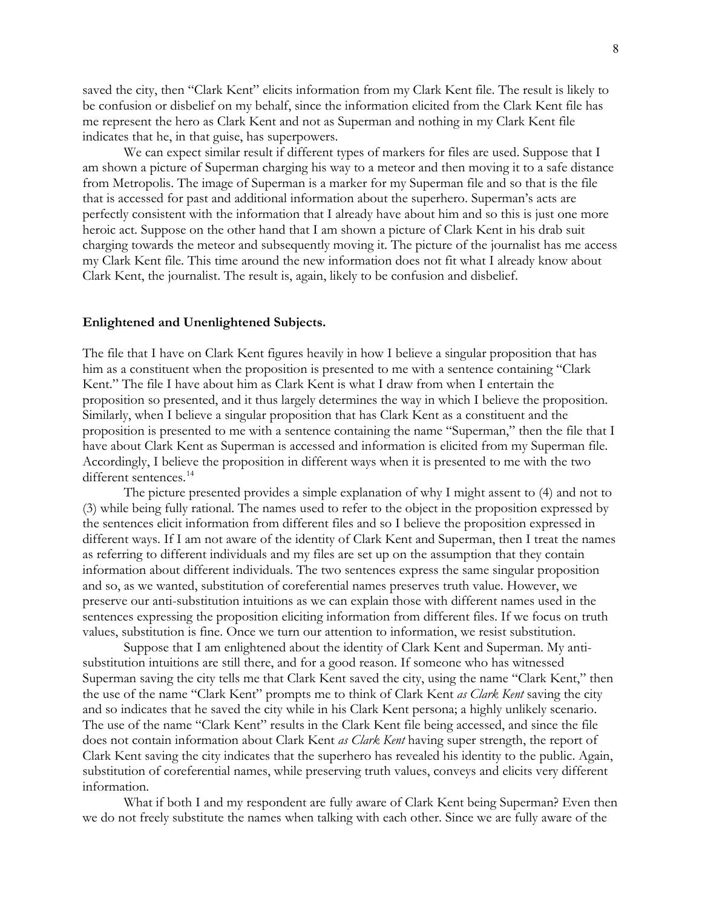saved the city, then "Clark Kent" elicits information from my Clark Kent file. The result is likely to be confusion or disbelief on my behalf, since the information elicited from the Clark Kent file has me represent the hero as Clark Kent and not as Superman and nothing in my Clark Kent file indicates that he, in that guise, has superpowers.

We can expect similar result if different types of markers for files are used. Suppose that I am shown a picture of Superman charging his way to a meteor and then moving it to a safe distance from Metropolis. The image of Superman is a marker for my Superman file and so that is the file that is accessed for past and additional information about the superhero. Superman's acts are perfectly consistent with the information that I already have about him and so this is just one more heroic act. Suppose on the other hand that I am shown a picture of Clark Kent in his drab suit charging towards the meteor and subsequently moving it. The picture of the journalist has me access my Clark Kent file. This time around the new information does not fit what I already know about Clark Kent, the journalist. The result is, again, likely to be confusion and disbelief.

### Enlightened and Unenlightened Subjects.

The file that I have on Clark Kent figures heavily in how I believe a singular proposition that has him as a constituent when the proposition is presented to me with a sentence containing "Clark Kent." The file I have about him as Clark Kent is what I draw from when I entertain the proposition so presented, and it thus largely determines the way in which I believe the proposition. Similarly, when I believe a singular proposition that has Clark Kent as a constituent and the proposition is presented to me with a sentence containing the name "Superman," then the file that I have about Clark Kent as Superman is accessed and information is elicited from my Superman file. Accordingly, I believe the proposition in different ways when it is presented to me with the two different sentences.[14]

The picture presented provides a simple explanation of why I might assent to (4) and not to (3) while being fully rational. The names used to refer to the object in the proposition expressed by the sentences elicit information from different files and so I believe the proposition expressed in different ways. If I am not aware of the identity of Clark Kent and Superman, then I treat the names as referring to different individuals and my files are set up on the assumption that they contain information about different individuals. The two sentences express the same singular proposition and so, as we wanted, substitution of coreferential names preserves truth value. However, we preserve our anti-substitution intuitions as we can explain those with different names used in the sentences expressing the proposition eliciting information from different files. If we focus on truth values, substitution is fine. Once we turn our attention to information, we resist substitution.

Suppose that I am enlightened about the identity of Clark Kent and Superman. My anti-substitution intuitions are still there, and for a good reason. If someone who has witnessed Superman saving the city tells me that Clark Kent saved the city, using the name "Clark Kent," then the use of the name "Clark Kent" prompts me to think of Clark Kent *as Clark Kent* saving the city and so indicates that he saved the city while in his Clark Kent persona; a highly unlikely scenario. The use of the name "Clark Kent" results in the Clark Kent file being accessed, and since the file does not contain information about Clark Kent *as Clark Kent* having super strength, the report of Clark Kent saving the city indicates that the superhero has revealed his identity to the public. Again, substitution of coreferential names, while preserving truth values, conveys and elicits very different information.

What if both I and my respondent are fully aware of Clark Kent being Superman? Even then we do not freely substitute the names when talking with each other. Since we are fully aware of the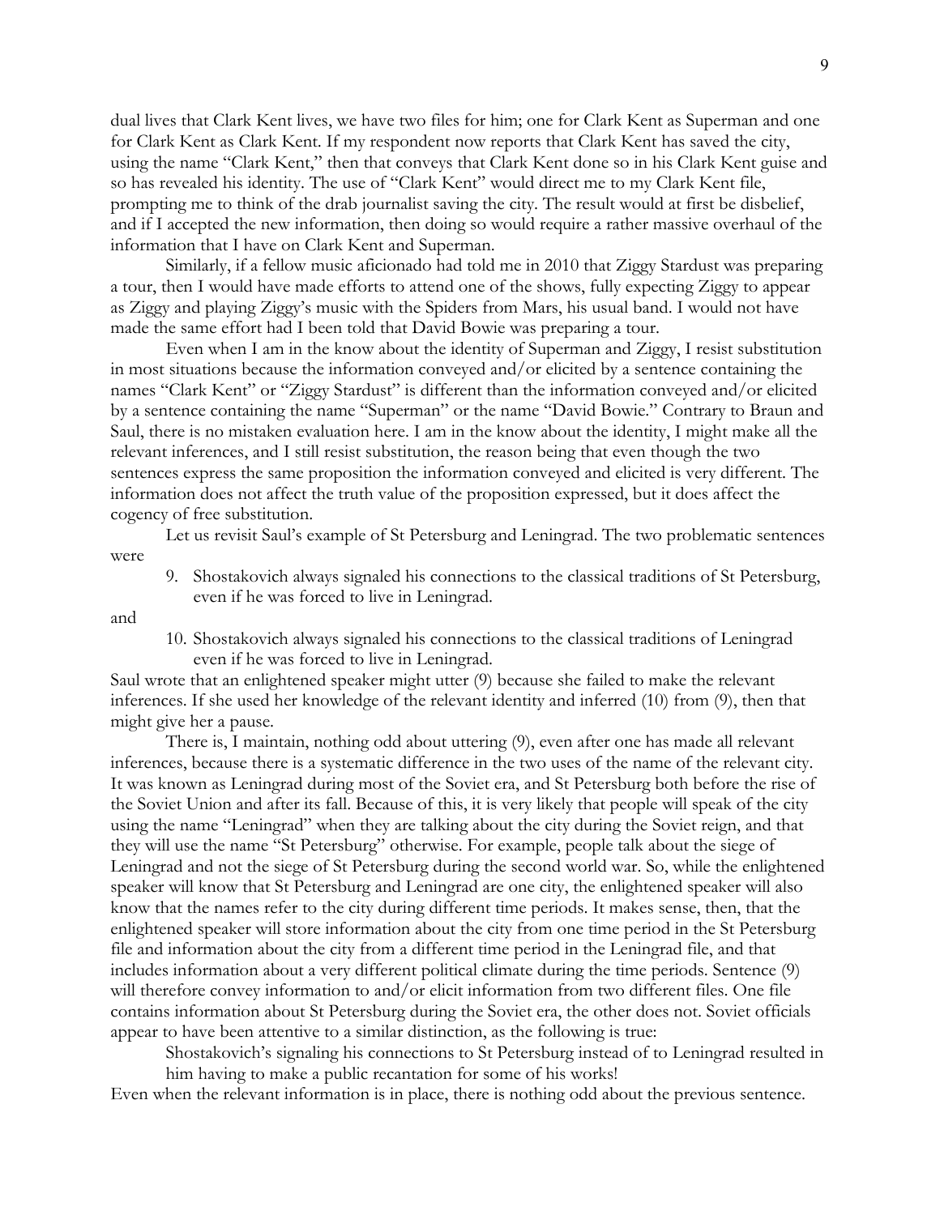dual lives that Clark Kent lives, we have two files for him; one for Clark Kent as Superman and one for Clark Kent as Clark Kent. If my respondent now reports that Clark Kent has saved the city, using the name "Clark Kent," then that conveys that Clark Kent done so in his Clark Kent guise and so has revealed his identity. The use of "Clark Kent" would direct me to my Clark Kent file, prompting me to think of the drab journalist saving the city. The result would at first be disbelief, and if I accepted the new information, then doing so would require a rather massive overhaul of the information that I have on Clark Kent and Superman.

Similarly, if a fellow music aficionado had told me in 2010 that Ziggy Stardust was preparing a tour, then I would have made efforts to attend one of the shows, fully expecting Ziggy to appear as Ziggy and playing Ziggy's music with the Spiders from Mars, his usual band. I would not have made the same effort had I been told that David Bowie was preparing a tour.

Even when I am in the know about the identity of Superman and Ziggy, I resist substitution in most situations because the information conveyed and/or elicited by a sentence containing the names "Clark Kent" or "Ziggy Stardust" is different than the information conveyed and/or elicited by a sentence containing the name "Superman" or the name "David Bowie." Contrary to Braun and Saul, there is no mistaken evaluation here. I am in the know about the identity, I might make all the relevant inferences, and I still resist substitution, the reason being that even though the two sentences express the same proposition the information conveyed and elicited is very different. The information does not affect the truth value of the proposition expressed, but it does affect the cogency of free substitution.

Let us revisit Saul's example of St Petersburg and Leningrad. The two problematic sentences were

9. Shostakovich always signaled his connections to the classical traditions of St Petersburg, even if he was forced to live in Leningrad.

and

10. Shostakovich always signaled his connections to the classical traditions of Leningrad even if he was forced to live in Leningrad.

Saul wrote that an enlightened speaker might utter (9) because she failed to make the relevant inferences. If she used her knowledge of the relevant identity and inferred (10) from (9), then that might give her a pause.

There is, I maintain, nothing odd about uttering (9), even after one has made all relevant inferences, because there is a systematic difference in the two uses of the name of the relevant city. It was known as Leningrad during most of the Soviet era, and St Petersburg both before the rise of the Soviet Union and after its fall. Because of this, it is very likely that people will speak of the city using the name "Leningrad" when they are talking about the city during the Soviet reign, and that they will use the name "St Petersburg" otherwise. For example, people talk about the siege of Leningrad and not the siege of St Petersburg during the second world war. So, while the enlightened speaker will know that St Petersburg and Leningrad are one city, the enlightened speaker will also know that the names refer to the city during different time periods. It makes sense, then, that the enlightened speaker will store information about the city from one time period in the St Petersburg file and information about the city from a different time period in the Leningrad file, and that includes information about a very different political climate during the time periods. Sentence (9) will therefore convey information to and/or elicit information from two different files. One file contains information about St Petersburg during the Soviet era, the other does not. Soviet officials appear to have been attentive to a similar distinction, as the following is true:

Shostakovich's signaling his connections to St Petersburg instead of to Leningrad resulted in him having to make a public recantation for some of his works!

Even when the relevant information is in place, there is nothing odd about the previous sentence.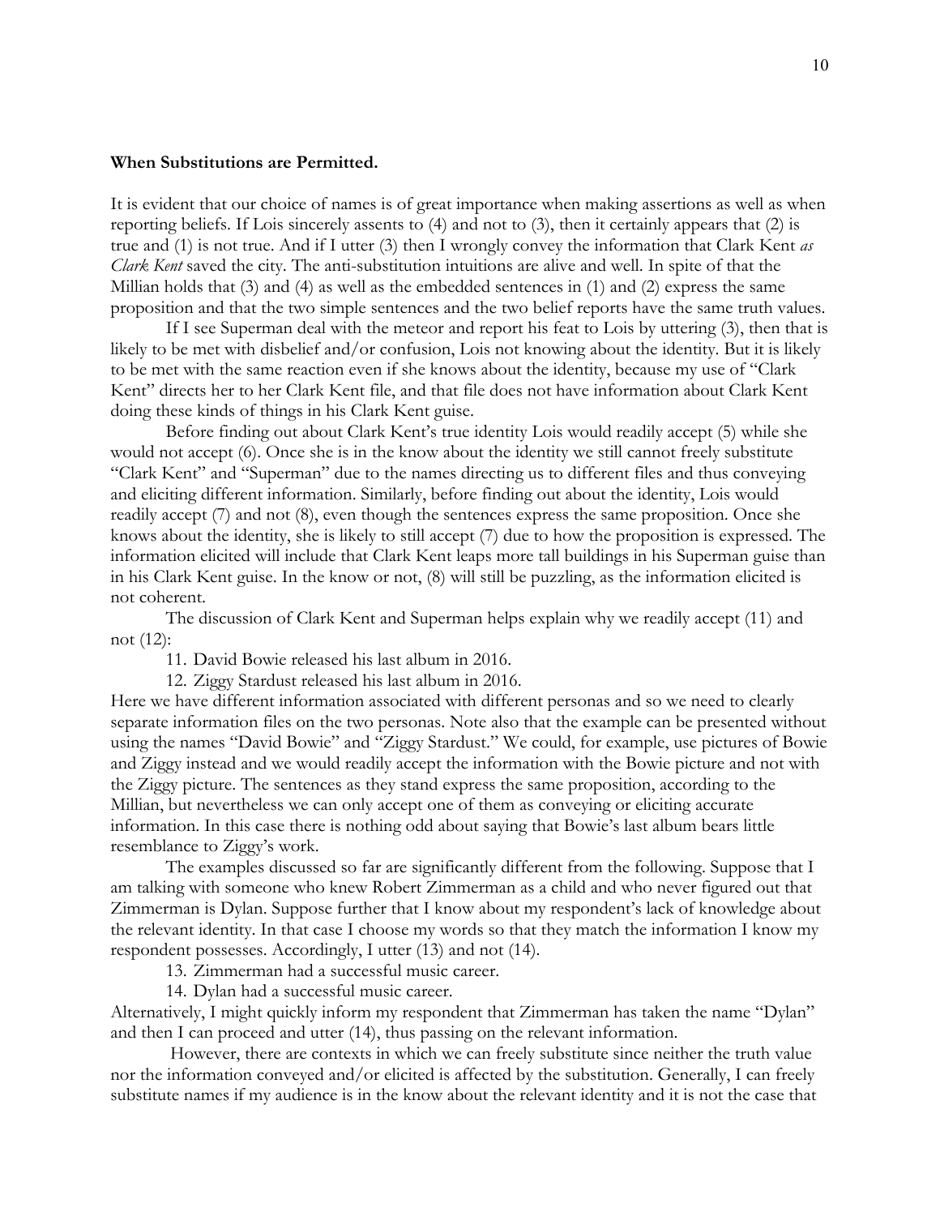**When Substitutions are Permitted.**

It is evident that our choice of names is of great importance when making assertions as well as when reporting beliefs. If Lois sincerely assents to (4) and not to (3), then it certainly appears that (2) is true and (1) is not true. And if I utter (3) then I wrongly convey the information that Clark Kent *as Clark Kent* saved the city. The anti-substitution intuitions are alive and well. In spite of that the Millian holds that (3) and (4) as well as the embedded sentences in (1) and (2) express the same proposition and that the two simple sentences and the two belief reports have the same truth values.

If I see Superman deal with the meteor and report his feat to Lois by uttering (3), then that is likely to be met with disbelief and/or confusion, Lois not knowing about the identity. But it is likely to be met with the same reaction even if she knows about the identity, because my use of "Clark Kent" directs her to her Clark Kent file, and that file does not have information about Clark Kent doing these kinds of things in his Clark Kent guise.

Before finding out about Clark Kent's true identity Lois would readily accept (5) while she would not accept (6). Once she is in the know about the identity we still cannot freely substitute "Clark Kent" and "Superman" due to the names directing us to different files and thus conveying and eliciting different information. Similarly, before finding out about the identity, Lois would readily accept (7) and not (8), even though the sentences express the same proposition. Once she knows about the identity, she is likely to still accept (7) due to how the proposition is expressed. The information elicited will include that Clark Kent leaps more tall buildings in his Superman guise than in his Clark Kent guise. In the know or not, (8) will still be puzzling, as the information elicited is not coherent.

The discussion of Clark Kent and Superman helps explain why we readily accept (11) and not (12):

11. David Bowie released his last album in 2016.
12. Ziggy Stardust released his last album in 2016.

Here we have different information associated with different personas and so we need to clearly separate information files on the two personas. Note also that the example can be presented without using the names "David Bowie" and "Ziggy Stardust." We could, for example, use pictures of Bowie and Ziggy instead and we would readily accept the information with the Bowie picture and not with the Ziggy picture. The sentences as they stand express the same proposition, according to the Millian, but nevertheless we can only accept one of them as conveying or eliciting accurate information. In this case there is nothing odd about saying that Bowie's last album bears little resemblance to Ziggy's work.

The examples discussed so far are significantly different from the following. Suppose that I am talking with someone who knew Robert Zimmerman as a child and who never figured out that Zimmerman is Dylan. Suppose further that I know about my respondent's lack of knowledge about the relevant identity. In that case I choose my words so that they match the information I know my respondent possesses. Accordingly, I utter (13) and not (14).

13. Zimmerman had a successful music career.
14. Dylan had a successful music career.

Alternatively, I might quickly inform my respondent that Zimmerman has taken the name "Dylan" and then I can proceed and utter (14), thus passing on the relevant information.

However, there are contexts in which we can freely substitute since neither the truth value nor the information conveyed and/or elicited is affected by the substitution. Generally, I can freely substitute names if my audience is in the know about the relevant identity and it is not the case that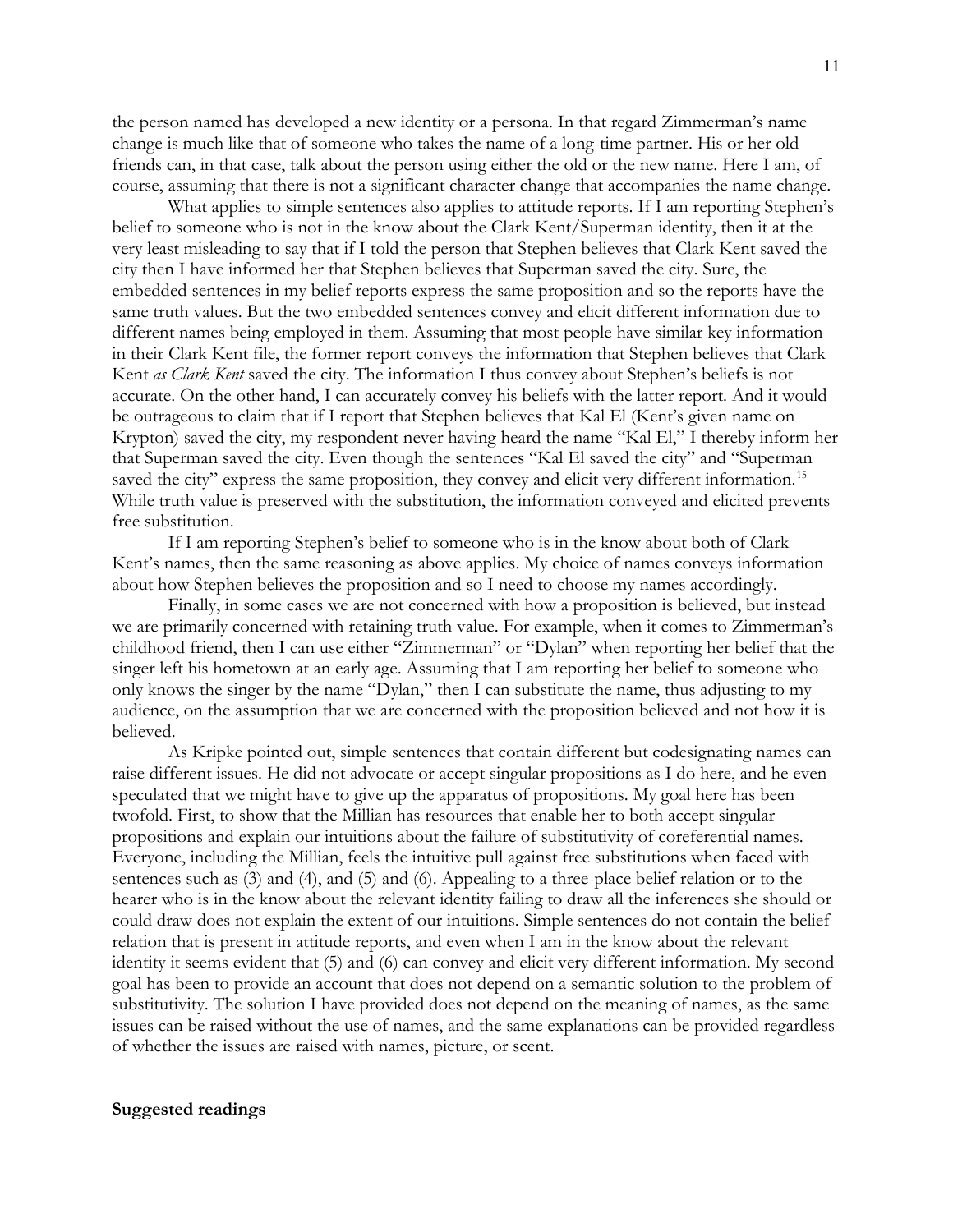the person named has developed a new identity or a persona. In that regard Zimmerman's name change is much like that of someone who takes the name of a long-time partner. His or her old friends can, in that case, talk about the person using either the old or the new name. Here I am, of course, assuming that there is not a significant character change that accompanies the name change.

What applies to simple sentences also applies to attitude reports. If I am reporting Stephen's belief to someone who is not in the know about the Clark Kent/Superman identity, then it at the very least misleading to say that if I told the person that Stephen believes that Clark Kent saved the city then I have informed her that Stephen believes that Superman saved the city. Sure, the embedded sentences in my belief reports express the same proposition and so the reports have the same truth values. But the two embedded sentences convey and elicit different information due to different names being employed in them. Assuming that most people have similar key information in their Clark Kent file, the former report conveys the information that Stephen believes that Clark Kent *as Clark Kent* saved the city. The information I thus convey about Stephen's beliefs is not accurate. On the other hand, I can accurately convey his beliefs with the latter report. And it would be outrageous to claim that if I report that Stephen believes that Kal El (Kent's given name on Krypton) saved the city, my respondent never having heard the name "Kal El," I thereby inform her that Superman saved the city. Even though the sentences "Kal El saved the city" and "Superman saved the city" express the same proposition, they convey and elicit very different information.[15] While truth value is preserved with the substitution, the information conveyed and elicited prevents free substitution.

If I am reporting Stephen's belief to someone who is in the know about both of Clark Kent's names, then the same reasoning as above applies. My choice of names conveys information about how Stephen believes the proposition and so I need to choose my names accordingly.

Finally, in some cases we are not concerned with how a proposition is believed, but instead we are primarily concerned with retaining truth value. For example, when it comes to Zimmerman's childhood friend, then I can use either "Zimmerman" or "Dylan" when reporting her belief that the singer left his hometown at an early age. Assuming that I am reporting her belief to someone who only knows the singer by the name "Dylan," then I can substitute the name, thus adjusting to my audience, on the assumption that we are concerned with the proposition believed and not how it is believed.

As Kripke pointed out, simple sentences that contain different but codesignating names can raise different issues. He did not advocate or accept singular propositions as I do here, and he even speculated that we might have to give up the apparatus of propositions. My goal here has been twofold. First, to show that the Millian has resources that enable her to both accept singular propositions and explain our intuitions about the failure of substitutivity of coreferential names. Everyone, including the Millian, feels the intuitive pull against free substitutions when faced with sentences such as (3) and (4), and (5) and (6). Appealing to a three-place belief relation or to the hearer who is in the know about the relevant identity failing to draw all the inferences she should or could draw does not explain the extent of our intuitions. Simple sentences do not contain the belief relation that is present in attitude reports, and even when I am in the know about the relevant identity it seems evident that (5) and (6) can convey and elicit very different information. My second goal has been to provide an account that does not depend on a semantic solution to the problem of substitutivity. The solution I have provided does not depend on the meaning of names, as the same issues can be raised without the use of names, and the same explanations can be provided regardless of whether the issues are raised with names, picture, or scent.

**Suggested readings**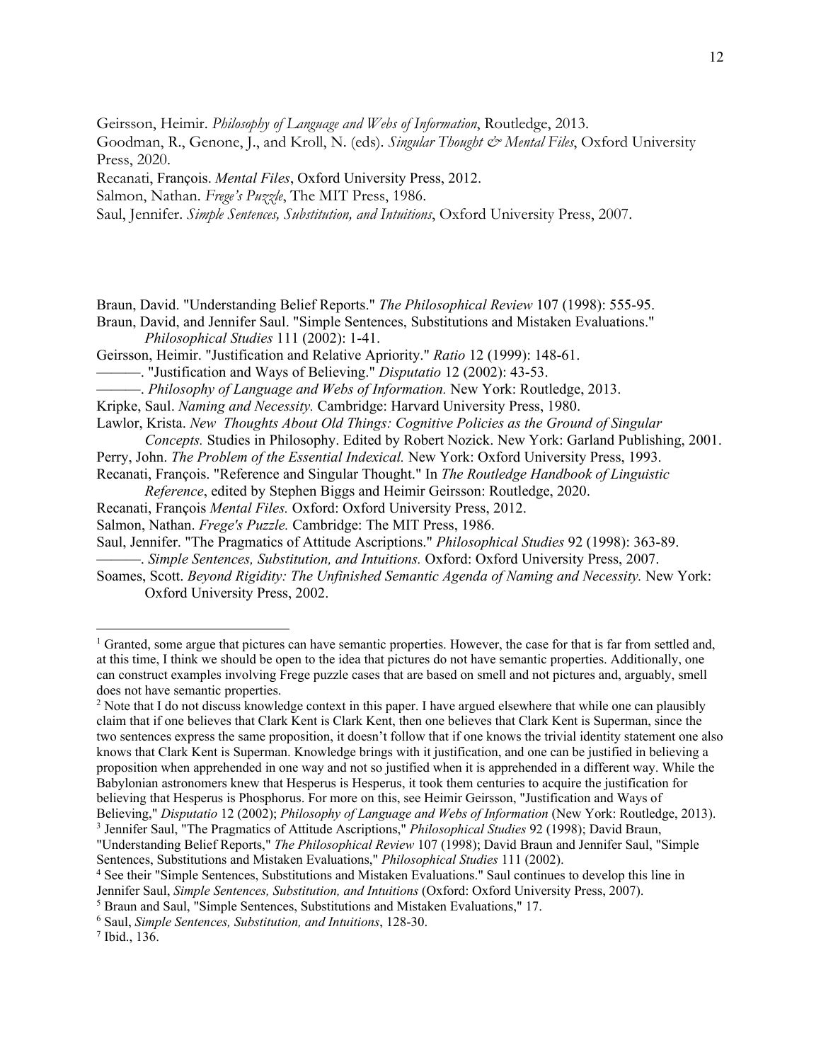Geirsson, Heimir. *Philosophy of Language and Webs of Information*, Routledge, 2013.
Goodman, R., Genone, J., and Kroll, N. (eds). *Singular Thought & Mental Files*, Oxford University Press, 2020.
Recanati, François. *Mental Files*, Oxford University Press, 2012.
Salmon, Nathan. *Frege's Puzzle*, The MIT Press, 1986.
Saul, Jennifer. *Simple Sentences, Substitution, and Intuitions*, Oxford University Press, 2007.

Braun, David. "Understanding Belief Reports." *The Philosophical Review* 107 (1998): 555-95.
Braun, David, and Jennifer Saul. "Simple Sentences, Substitutions and Mistaken Evaluations." *Philosophical Studies* 111 (2002): 1-41.
Geirsson, Heimir. "Justification and Relative Apriority." *Ratio* 12 (1999): 148-61.
———. "Justification and Ways of Believing." *Disputatio* 12 (2002): 43-53.
———. *Philosophy of Language and Webs of Information.* New York: Routledge, 2013.
Kripke, Saul. *Naming and Necessity.* Cambridge: Harvard University Press, 1980.
Lawlor, Krista. *New Thoughts About Old Things: Cognitive Policies as the Ground of Singular Concepts.* Studies in Philosophy. Edited by Robert Nozick. New York: Garland Publishing, 2001.
Perry, John. *The Problem of the Essential Indexical.* New York: Oxford University Press, 1993.
Recanati, François. "Reference and Singular Thought." In *The Routledge Handbook of Linguistic Reference*, edited by Stephen Biggs and Heimir Geirsson: Routledge, 2020.
Recanati, François *Mental Files.* Oxford: Oxford University Press, 2012.
Salmon, Nathan. *Frege's Puzzle.* Cambridge: The MIT Press, 1986.
Saul, Jennifer. "The Pragmatics of Attitude Ascriptions." *Philosophical Studies* 92 (1998): 363-89.
———. *Simple Sentences, Substitution, and Intuitions.* Oxford: Oxford University Press, 2007.
Soames, Scott. *Beyond Rigidity: The Unfinished Semantic Agenda of Naming and Necessity.* New York: Oxford University Press, 2002.

---

[1] Granted, some argue that pictures can have semantic properties. However, the case for that is far from settled and, at this time, I think we should be open to the idea that pictures do not have semantic properties. Additionally, one can construct examples involving Frege puzzle cases that are based on smell and not pictures and, arguably, smell does not have semantic properties.

[2] Note that I do not discuss knowledge context in this paper. I have argued elsewhere that while one can plausibly claim that if one believes that Clark Kent is Clark Kent, then one believes that Clark Kent is Superman, since the two sentences express the same proposition, it doesn't follow that if one knows the trivial identity statement one also knows that Clark Kent is Superman. Knowledge brings with it justification, and one can be justified in believing a proposition when apprehended in one way and not so justified when it is apprehended in a different way. While the Babylonian astronomers knew that Hesperus is Hesperus, it took them centuries to acquire the justification for believing that Hesperus is Phosphorus. For more on this, see Heimir Geirsson, "Justification and Ways of Believing," *Disputatio* 12 (2002); *Philosophy of Language and Webs of Information* (New York: Routledge, 2013).

[3] Jennifer Saul, "The Pragmatics of Attitude Ascriptions," *Philosophical Studies* 92 (1998); David Braun, "Understanding Belief Reports," *The Philosophical Review* 107 (1998); David Braun and Jennifer Saul, "Simple Sentences, Substitutions and Mistaken Evaluations," *Philosophical Studies* 111 (2002).

[4] See their "Simple Sentences, Substitutions and Mistaken Evaluations." Saul continues to develop this line in Jennifer Saul, *Simple Sentences, Substitution, and Intuitions* (Oxford: Oxford University Press, 2007).

[5] Braun and Saul, "Simple Sentences, Substitutions and Mistaken Evaluations," 17.

[6] Saul, *Simple Sentences, Substitution, and Intuitions*, 128-30.

[7] Ibid., 136.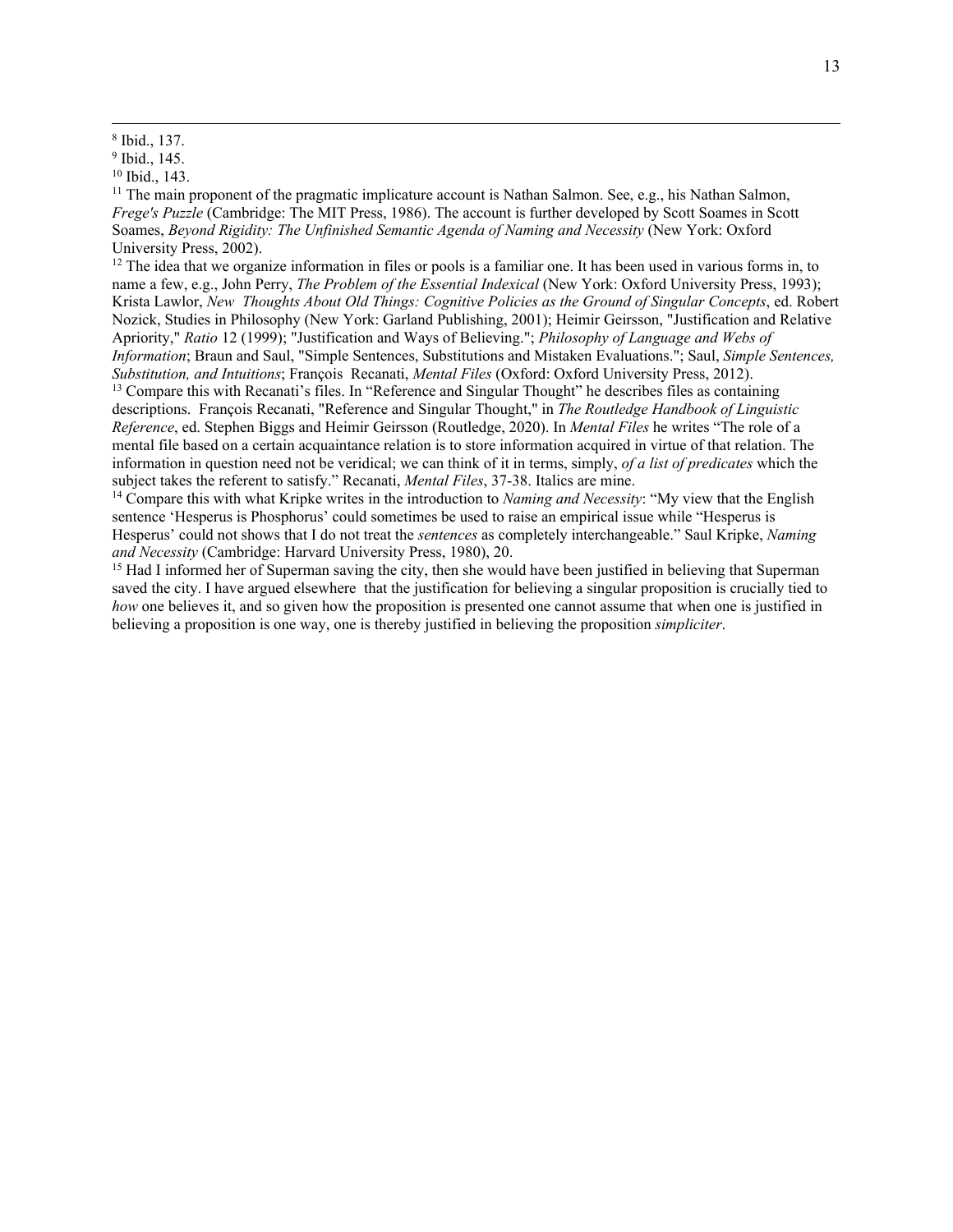[8] Ibid., 137.

[9] Ibid., 145.

[10] Ibid., 143.

[11] The main proponent of the pragmatic implicature account is Nathan Salmon. See, e.g., his Nathan Salmon, *Frege's Puzzle* (Cambridge: The MIT Press, 1986). The account is further developed by Scott Soames in Scott Soames, *Beyond Rigidity: The Unfinished Semantic Agenda of Naming and Necessity* (New York: Oxford University Press, 2002).

[12] The idea that we organize information in files or pools is a familiar one. It has been used in various forms in, to name a few, e.g., John Perry, *The Problem of the Essential Indexical* (New York: Oxford University Press, 1993); Krista Lawlor, *New Thoughts About Old Things: Cognitive Policies as the Ground of Singular Concepts*, ed. Robert Nozick, Studies in Philosophy (New York: Garland Publishing, 2001); Heimir Geirsson, "Justification and Relative Apriority," *Ratio* 12 (1999); "Justification and Ways of Believing."; *Philosophy of Language and Webs of Information*; Braun and Saul, "Simple Sentences, Substitutions and Mistaken Evaluations."; Saul, *Simple Sentences, Substitution, and Intuitions*; François Recanati, *Mental Files* (Oxford: Oxford University Press, 2012).

[13] Compare this with Recanati's files. In "Reference and Singular Thought" he describes files as containing descriptions. François Recanati, "Reference and Singular Thought," in *The Routledge Handbook of Linguistic Reference*, ed. Stephen Biggs and Heimir Geirsson (Routledge, 2020). In *Mental Files* he writes "The role of a mental file based on a certain acquaintance relation is to store information acquired in virtue of that relation. The information in question need not be veridical; we can think of it in terms, simply, *of a list of predicates* which the subject takes the referent to satisfy." Recanati, *Mental Files*, 37-38. Italics are mine.

[14] Compare this with what Kripke writes in the introduction to *Naming and Necessity*: "My view that the English sentence 'Hesperus is Phosphorus' could sometimes be used to raise an empirical issue while "Hesperus is Hesperus' could not shows that I do not treat the *sentences* as completely interchangeable." Saul Kripke, *Naming and Necessity* (Cambridge: Harvard University Press, 1980), 20.

[15] Had I informed her of Superman saving the city, then she would have been justified in believing that Superman saved the city. I have argued elsewhere that the justification for believing a singular proposition is crucially tied to *how* one believes it, and so given how the proposition is presented one cannot assume that when one is justified in believing a proposition is one way, one is thereby justified in believing the proposition *simpliciter*.